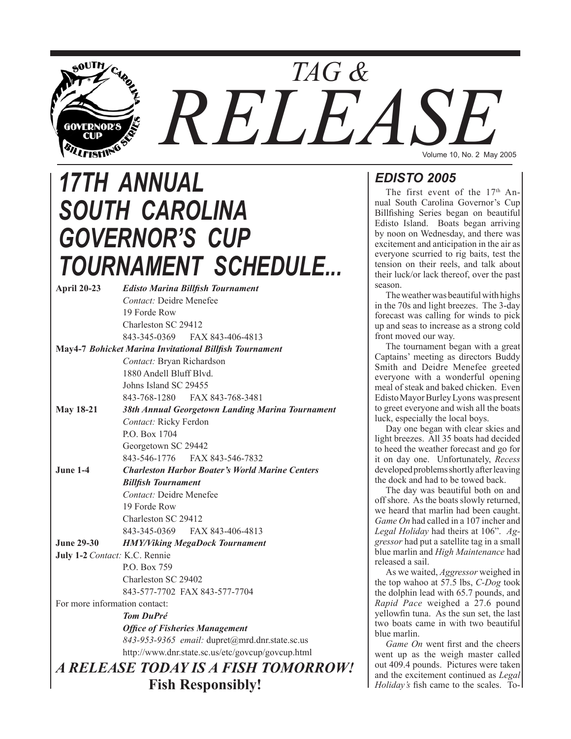# TAG & RELEASE

Volume 10, No. 2 May 2005

## *17TH ANNUAL SOUTH CAROLINA GOVERNOR'S CUP TOURNAMENT SCHEDULE...*

**April 20-23** ***Edisto Marina Billfish Tournament***
*Contact:* Deidre Menefee
19 Forde Row
Charleston SC 29412
843-345-0369 FAX 843-406-4813

**May4-7** ***Bohicket Marina Invitational Billfish Tournament***
*Contact:* Bryan Richardson
1880 Andell Bluff Blvd.
Johns Island SC 29455
843-768-1280 FAX 843-768-3481

**May 18-21** ***38th Annual Georgetown Landing Marina Tournament***
*Contact:* Ricky Ferdon
P.O. Box 1704
Georgetown SC 29442
843-546-1776 FAX 843-546-7832

**June 1-4** ***Charleston Harbor Boater's World Marine Centers Billfish Tournament***
*Contact:* Deidre Menefee
19 Forde Row
Charleston SC 29412
843-345-0369 FAX 843-406-4813

**June 29-30** ***HMY/Viking MegaDock Tournament***
**July 1-2** *Contact:* K.C. Rennie
P.O. Box 759
Charleston SC 29402
843-577-7702 FAX 843-577-7704

For more information contact:
***Tom DuPré***
***Office of Fisheries Management***
*843-953-9365 email:* dupret@mrd.dnr.state.sc.us
http://www.dnr.state.sc.us/etc/govcup/govcup.html

***A RELEASE TODAY IS A FISH TOMORROW!***
**Fish Responsibly!**

### *EDISTO 2005*

The first event of the 17th Annual South Carolina Governor's Cup Billfishing Series began on beautiful Edisto Island. Boats began arriving by noon on Wednesday, and there was excitement and anticipation in the air as everyone scurried to rig baits, test the tension on their reels, and talk about their luck/or lack thereof, over the past season.

The weather was beautiful with highs in the 70s and light breezes. The 3-day forecast was calling for winds to pick up and seas to increase as a strong cold front moved our way.

The tournament began with a great Captains' meeting as directors Buddy Smith and Deidre Menefee greeted everyone with a wonderful opening meal of steak and baked chicken. Even Edisto Mayor Burley Lyons was present to greet everyone and wish all the boats luck, especially the local boys.

Day one began with clear skies and light breezes. All 35 boats had decided to heed the weather forecast and go for it on day one. Unfortunately, *Recess* developed problems shortly after leaving the dock and had to be towed back.

The day was beautiful both on and off shore. As the boats slowly returned, we heard that marlin had been caught. *Game On* had called in a 107 incher and *Legal Holiday* had theirs at 106". *Aggressor* had put a satellite tag in a small blue marlin and *High Maintenance* had released a sail.

As we waited, *Aggressor* weighed in the top wahoo at 57.5 lbs, *C-Dog* took the dolphin lead with 65.7 pounds, and *Rapid Pace* weighed a 27.6 pound yellowfin tuna. As the sun set, the last two boats came in with two beautiful blue marlin.

*Game On* went first and the cheers went up as the weigh master called out 409.4 pounds. Pictures were taken and the excitement continued as *Legal Holiday's* fish came to the scales. To-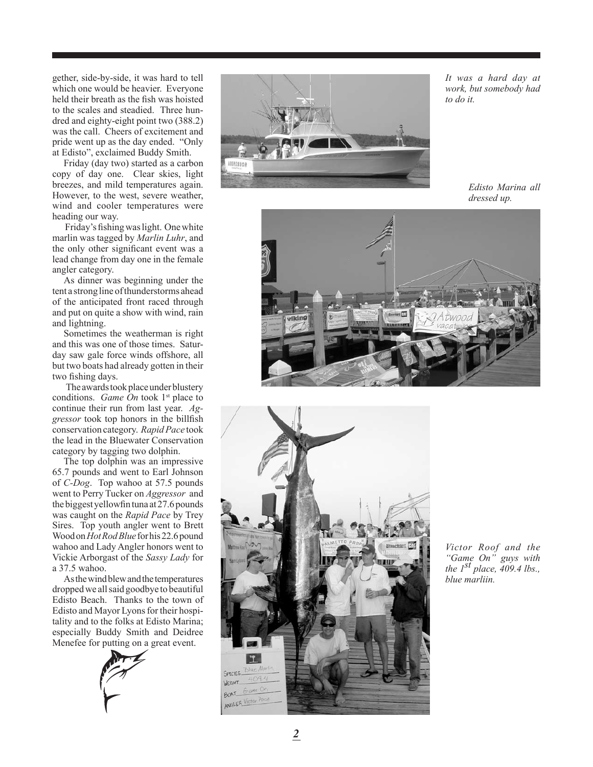gether, side-by-side, it was hard to tell which one would be heavier. Everyone held their breath as the fish was hoisted to the scales and steadied. Three hundred and eighty-eight point two (388.2) was the call. Cheers of excitement and pride went up as the day ended. "Only at Edisto", exclaimed Buddy Smith.

Friday (day two) started as a carbon copy of day one. Clear skies, light breezes, and mild temperatures again. However, to the west, severe weather, wind and cooler temperatures were heading our way.

Friday's fishing was light. One white marlin was tagged by *Marlin Luhr*, and the only other significant event was a lead change from day one in the female angler category.

As dinner was beginning under the tent a strong line of thunderstorms ahead of the anticipated front raced through and put on quite a show with wind, rain and lightning.

Sometimes the weatherman is right and this was one of those times. Saturday saw gale force winds offshore, all but two boats had already gotten in their two fishing days.

The awards took place under blustery conditions. *Game On* took 1st place to continue their run from last year. *Aggressor* took top honors in the billfish conservation category. *Rapid Pace* took the lead in the Bluewater Conservation category by tagging two dolphin.

The top dolphin was an impressive 65.7 pounds and went to Earl Johnson of *C-Dog*. Top wahoo at 57.5 pounds went to Perry Tucker on *Aggressor* and the biggest yellowfin tuna at 27.6 pounds was caught on the *Rapid Pace* by Trey Sires. Top youth angler went to Brett Wood on *Hot Rod Blue* for his 22.6 pound wahoo and Lady Angler honors went to Vickie Arborgast of the *Sassy Lady* for a 37.5 wahoo.

As the wind blew and the temperatures dropped we all said goodbye to beautiful Edisto Beach. Thanks to the town of Edisto and Mayor Lyons for their hospitality and to the folks at Edisto Marina; especially Buddy Smith and Deidree Menefee for putting on a great event.

*It was a hard day at work, but somebody had to do it.*

*Edisto Marina all dressed up.*

*Victor Roof and the "Game On" guys with the 1st place, 409.4 lbs., blue marliin.*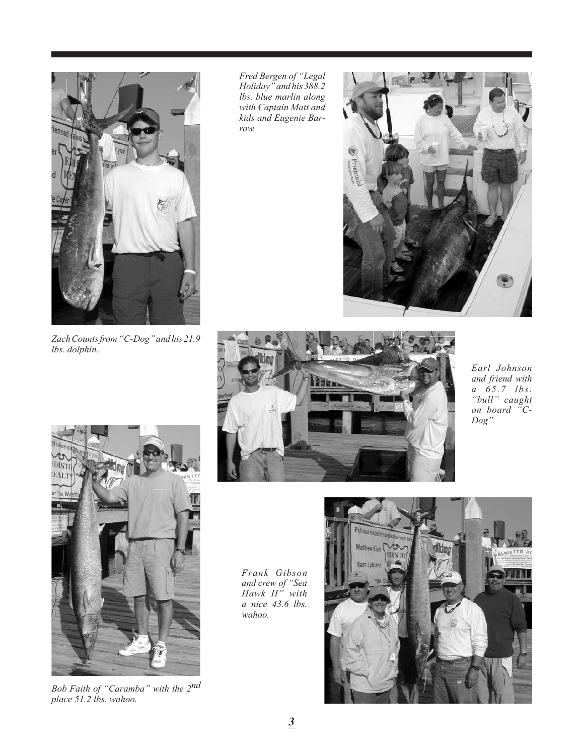*Fred Bergen of "Legal Holiday" and his 388.2 lbs. blue marlin along with Captain Matt and kids and Eugenie Barrow.*

*Zach Counts from "C-Dog" and his 21.9 lbs. dolphin.*

*Earl Johnson and friend with a 65.7 lbs. "bull" caught on board "C-Dog".*

*Frank Gibson and crew of "Sea Hawk II" with a nice 43.6 lbs. wahoo.*

*Bob Faith of "Caramba" with the 2nd place 51.2 lbs. wahoo.*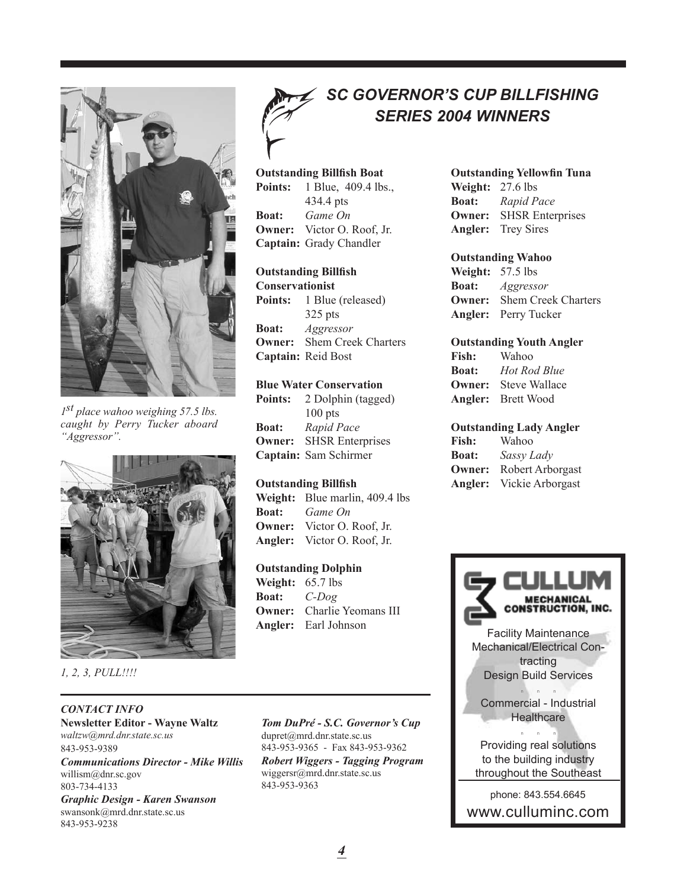# SC GOVERNOR'S CUP BILLFISHING SERIES 2004 WINNERS

*1st place wahoo weighing 57.5 lbs. caught by Perry Tucker aboard "Aggressor".*

*1, 2, 3, PULL!!!!*

**Outstanding Billfish Boat**
**Points:** 1 Blue, 409.4 lbs., 434.4 pts
**Boat:** *Game On*
**Owner:** Victor O. Roof, Jr.
**Captain:** Grady Chandler

**Outstanding Billfish Conservationist**
**Points:** 1 Blue (released) 325 pts
**Boat:** *Aggressor*
**Owner:** Shem Creek Charters
**Captain:** Reid Bost

**Blue Water Conservation**
**Points:** 2 Dolphin (tagged) 100 pts
**Boat:** *Rapid Pace*
**Owner:** SHSR Enterprises
**Captain:** Sam Schirmer

**Outstanding Billfish**
**Weight:** Blue marlin, 409.4 lbs
**Boat:** *Game On*
**Owner:** Victor O. Roof, Jr.
**Angler:** Victor O. Roof, Jr.

**Outstanding Dolphin**
**Weight:** 65.7 lbs
**Boat:** *C-Dog*
**Owner:** Charlie Yeomans III
**Angler:** Earl Johnson

**Outstanding Yellowfin Tuna**
**Weight:** 27.6 lbs
**Boat:** *Rapid Pace*
**Owner:** SHSR Enterprises
**Angler:** Trey Sires

**Outstanding Wahoo**
**Weight:** 57.5 lbs
**Boat:** *Aggressor*
**Owner:** Shem Creek Charters
**Angler:** Perry Tucker

**Outstanding Youth Angler**
**Fish:** Wahoo
**Boat:** *Hot Rod Blue*
**Owner:** Steve Wallace
**Angler:** Brett Wood

**Outstanding Lady Angler**
**Fish:** Wahoo
**Boat:** *Sassy Lady*
**Owner:** Robert Arborgast
**Angler:** Vickie Arborgast

**CULLUM MECHANICAL CONSTRUCTION, INC.**

Facility Maintenance
Mechanical/Electrical Contracting
Design Build Services

Commercial - Industrial
Healthcare

Providing real solutions to the building industry throughout the Southeast

phone: 843.554.6645
www.culluminc.com

***CONTACT INFO***

**Newsletter Editor - Wayne Waltz**
*waltzw@mrd.dnr.state.sc.us*
843-953-9389

***Communications Director - Mike Willis***
willism@dnr.sc.gov
803-734-4133

***Graphic Design - Karen Swanson***
swansonk@mrd.dnr.state.sc.us
843-953-9238

***Tom DuPré - S.C. Governor's Cup***
dupret@mrd.dnr.state.sc.us
843-953-9365 - Fax 843-953-9362

***Robert Wiggers - Tagging Program***
wiggersr@mrd.dnr.state.sc.us
843-953-9363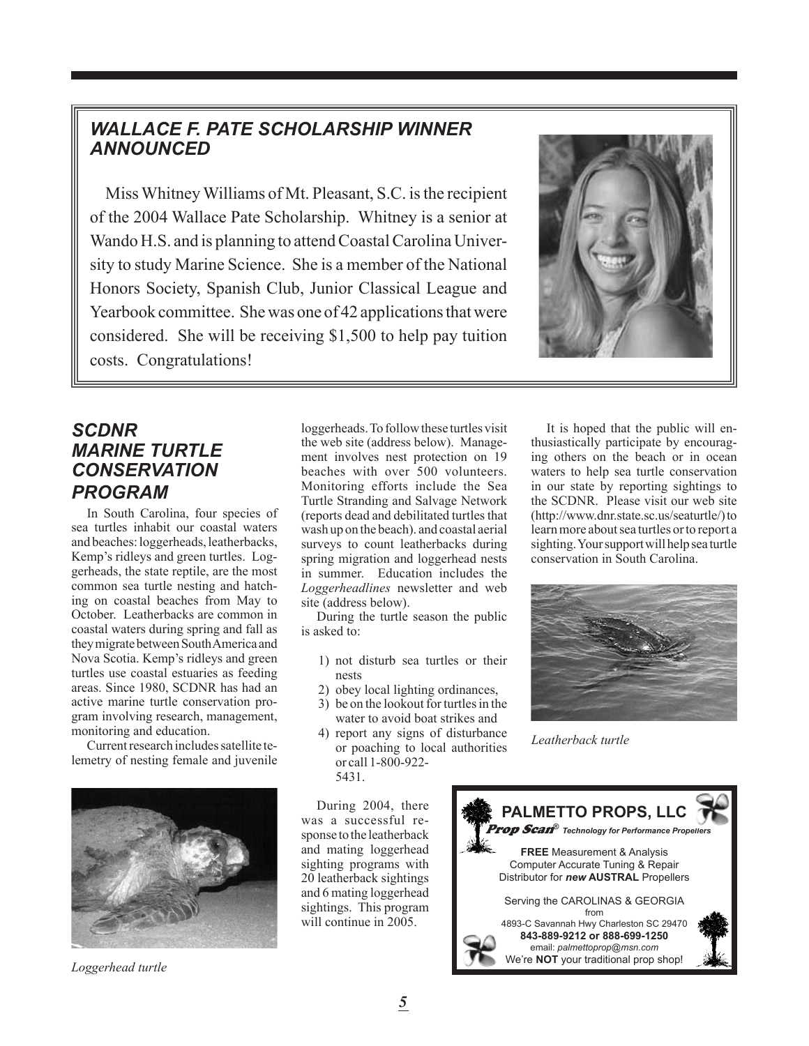## *WALLACE F. PATE SCHOLARSHIP WINNER ANNOUNCED*

Miss Whitney Williams of Mt. Pleasant, S.C. is the recipient of the 2004 Wallace Pate Scholarship. Whitney is a senior at Wando H.S. and is planning to attend Coastal Carolina University to study Marine Science. She is a member of the National Honors Society, Spanish Club, Junior Classical League and Yearbook committee. She was one of 42 applications that were considered. She will be receiving $1,500 to help pay tuition costs. Congratulations!

## *SCDNR MARINE TURTLE CONSERVATION PROGRAM*

In South Carolina, four species of sea turtles inhabit our coastal waters and beaches: loggerheads, leatherbacks, Kemp's ridleys and green turtles. Loggerheads, the state reptile, are the most common sea turtle nesting and hatching on coastal beaches from May to October. Leatherbacks are common in coastal waters during spring and fall as they migrate between South America and Nova Scotia. Kemp's ridleys and green turtles use coastal estuaries as feeding areas. Since 1980, SCDNR has had an active marine turtle conservation program involving research, management, monitoring and education.

Current research includes satellite telemetry of nesting female and juvenile loggerheads. To follow these turtles visit the web site (address below). Management involves nest protection on 19 beaches with over 500 volunteers. Monitoring efforts include the Sea Turtle Stranding and Salvage Network (reports dead and debilitated turtles that wash up on the beach). and coastal aerial surveys to count leatherbacks during spring migration and loggerhead nests in summer. Education includes the *Loggerheadlines* newsletter and web site (address below).

During the turtle season the public is asked to:

1) not disturb sea turtles or their nests
2) obey local lighting ordinances,
3) be on the lookout for turtles in the water to avoid boat strikes and
4) report any signs of disturbance or poaching to local authorities or call 1-800-922-5431.

During 2004, there was a successful response to the leatherback and mating loggerhead sighting programs with 20 leatherback sightings and 6 mating loggerhead sightings. This program will continue in 2005.

It is hoped that the public will enthusiastically participate by encouraging others on the beach or in ocean waters to help sea turtle conservation in our state by reporting sightings to the SCDNR. Please visit our web site (http://www.dnr.state.sc.us/seaturtle/) to learn more about sea turtles or to report a sighting. Your support will help sea turtle conservation in South Carolina.

*Leatherback turtle*

*Loggerhead turtle*

**PALMETTO PROPS, LLC**

***Prop Scan®*** *Technology for Performance Propellers*

**FREE** Measurement & Analysis
Computer Accurate Tuning & Repair
Distributor for ***new*** **AUSTRAL** Propellers

Serving the CAROLINAS & GEORGIA
from
4893-C Savannah Hwy Charleston SC 29470
**843-889-9212 or 888-699-1250**
email: *palmettoprop@msn.com*
We're **NOT** your traditional prop shop!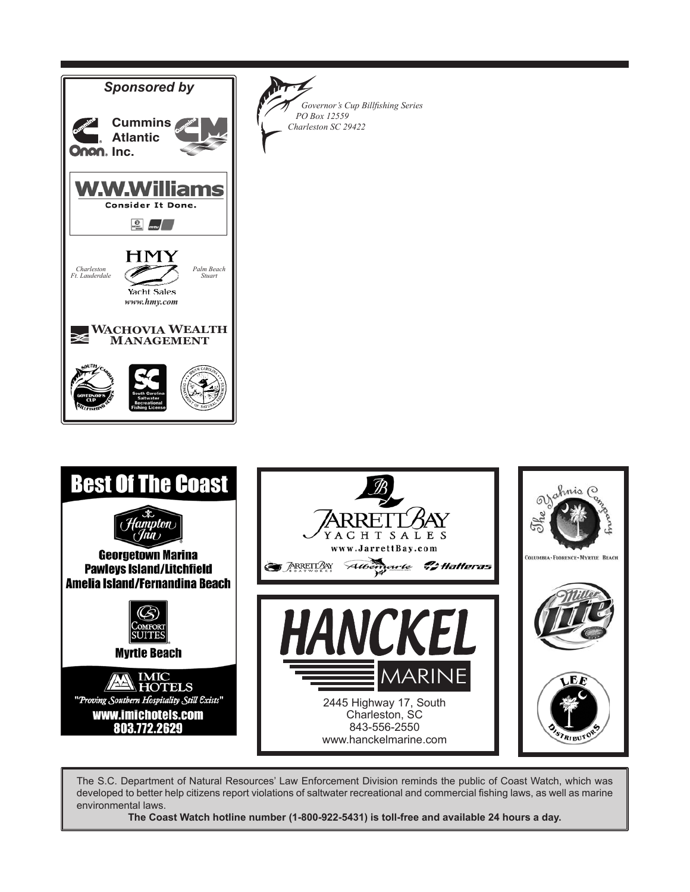*Sponsored by*

Cummins Atlantic Inc.

W.W.Williams

Consider It Done.

*Charleston*
*Ft. Lauderdale*

HMY

Yacht Sales

*www.hmy.com*

*Palm Beach*
*Stuart*

WACHOVIA WEALTH MANAGEMENT

*Governor's Cup Billfishing Series*
*PO Box 12559*
*Charleston SC 29422*

## Best Of The Coast

Hampton Inn

**Georgetown Marina**
**Pawleys Island/Litchfield**
**Amelia Island/Fernandina Beach**

Comfort Suites

**Myrtle Beach**

IMIC HOTELS

*"Proving Southern Hospitality Still Exists"*

**www.imichotels.com**
**803.772.2629**

JARRETT BAY YACHT SALES

www.JarrettBay.com

Jarrett Bay Boatworks · Albemarle · Hatteras

HANCKEL MARINE

2445 Highway 17, South
Charleston, SC
843-556-2550
www.hanckelmarine.com

The Yahnis Company

COLUMBIA · FLORENCE · MYRTLE BEACH

Miller Lite

Lee Distributors

The S.C. Department of Natural Resources' Law Enforcement Division reminds the public of Coast Watch, which was developed to better help citizens report violations of saltwater recreational and commercial fishing laws, as well as marine environmental laws.

**The Coast Watch hotline number (1-800-922-5431) is toll-free and available 24 hours a day.**